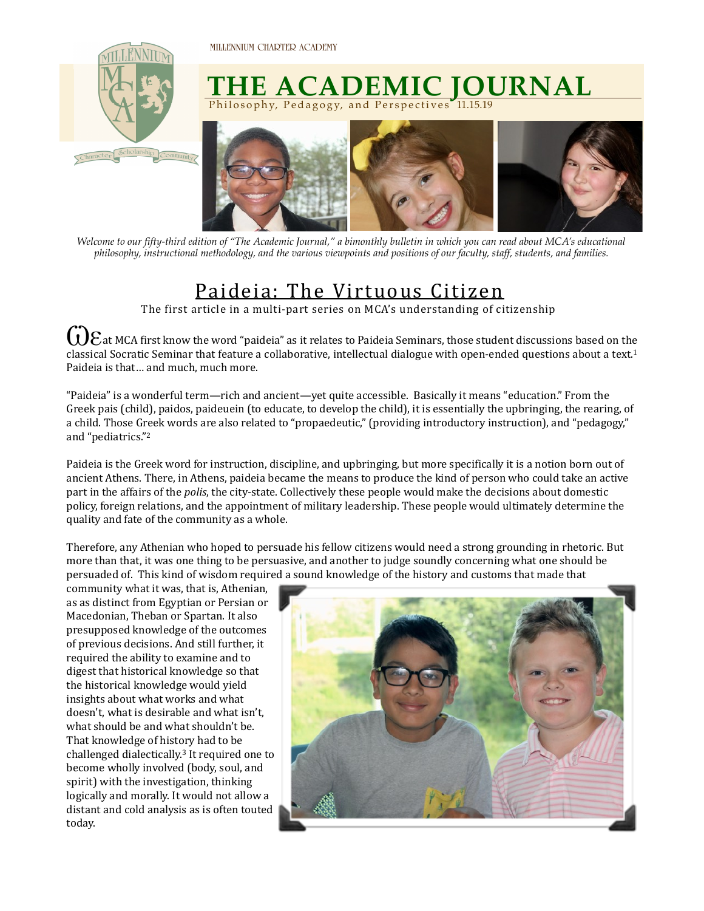MILLENNIUM CHARTER ACADEMY

# THE ACADEMIC JOURNAL

Philosophy, Pedagogy, and Perspectives 11.15.19

*Welcome to our fifty-third edition of "The Academic Journal," a bimonthly bulletin in which you can read about MCA's educational philosophy, instructional methodology, and the various viewpoints and positions of our faculty, staff, students, and families.*

## Paideia: The Virtuous Citizen

The first article in a multi-part series on MCA's understanding of citizenship

We at MCA first know the word "paideia" as it relates to Paideia Seminars, those student discussions based on the classical Socratic Seminar that feature a collaborative, intellectual dialogue with open-ended questions about a text.[1] Paideia is that… and much, much more.

"Paideia" is a wonderful term—rich and ancient—yet quite accessible. Basically it means "education." From the Greek pais (child), paidos, paideuein (to educate, to develop the child), it is essentially the upbringing, the rearing, of a child. Those Greek words are also related to "propaedeutic," (providing introductory instruction), and "pedagogy," and "pediatrics."[2]

Paideia is the Greek word for instruction, discipline, and upbringing, but more specifically it is a notion born out of ancient Athens. There, in Athens, paideia became the means to produce the kind of person who could take an active part in the affairs of the *polis*, the city-state. Collectively these people would make the decisions about domestic policy, foreign relations, and the appointment of military leadership. These people would ultimately determine the quality and fate of the community as a whole.

Therefore, any Athenian who hoped to persuade his fellow citizens would need a strong grounding in rhetoric. But more than that, it was one thing to be persuasive, and another to judge soundly concerning what one should be persuaded of. This kind of wisdom required a sound knowledge of the history and customs that made that community what it was, that is, Athenian, as as distinct from Egyptian or Persian or Macedonian, Theban or Spartan. It also presupposed knowledge of the outcomes of previous decisions. And still further, it required the ability to examine and to digest that historical knowledge so that the historical knowledge would yield insights about what works and what doesn't, what is desirable and what isn't, what should be and what shouldn't be. That knowledge of history had to be challenged dialectically.[3] It required one to become wholly involved (body, soul, and spirit) with the investigation, thinking logically and morally. It would not allow a distant and cold analysis as is often touted today.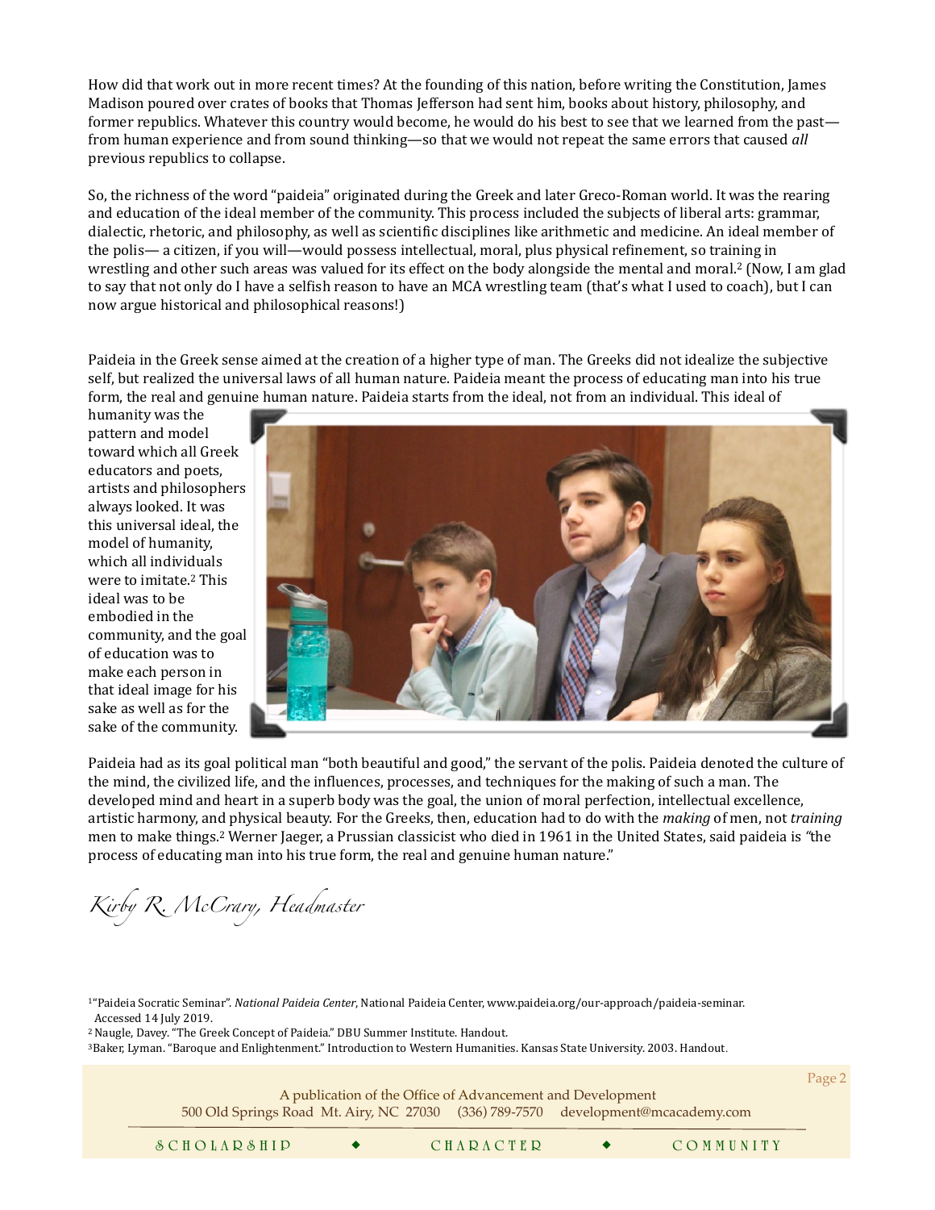How did that work out in more recent times? At the founding of this nation, before writing the Constitution, James Madison poured over crates of books that Thomas Jefferson had sent him, books about history, philosophy, and former republics. Whatever this country would become, he would do his best to see that we learned from the past—from human experience and from sound thinking—so that we would not repeat the same errors that caused *all* previous republics to collapse.

So, the richness of the word "paideia" originated during the Greek and later Greco-Roman world. It was the rearing and education of the ideal member of the community. This process included the subjects of liberal arts: grammar, dialectic, rhetoric, and philosophy, as well as scientific disciplines like arithmetic and medicine. An ideal member of the polis— a citizen, if you will—would possess intellectual, moral, plus physical refinement, so training in wrestling and other such areas was valued for its effect on the body alongside the mental and moral.[2] (Now, I am glad to say that not only do I have a selfish reason to have an MCA wrestling team (that's what I used to coach), but I can now argue historical and philosophical reasons!)

Paideia in the Greek sense aimed at the creation of a higher type of man. The Greeks did not idealize the subjective self, but realized the universal laws of all human nature. Paideia meant the process of educating man into his true form, the real and genuine human nature. Paideia starts from the ideal, not from an individual. This ideal of humanity was the pattern and model toward which all Greek educators and poets, artists and philosophers always looked. It was this universal ideal, the model of humanity, which all individuals were to imitate.[2] This ideal was to be embodied in the community, and the goal of education was to make each person in that ideal image for his sake as well as for the sake of the community.

Paideia had as its goal political man "both beautiful and good," the servant of the polis. Paideia denoted the culture of the mind, the civilized life, and the influences, processes, and techniques for the making of such a man. The developed mind and heart in a superb body was the goal, the union of moral perfection, intellectual excellence, artistic harmony, and physical beauty. For the Greeks, then, education had to do with the *making* of men, not *training* men to make things.[2] Werner Jaeger, a Prussian classicist who died in 1961 in the United States, said paideia is "the process of educating man into his true form, the real and genuine human nature."

*Kirby R. McCrary, Headmaster*

[1] "Paideia Socratic Seminar". *National Paideia Center*, National Paideia Center, www.paideia.org/our-approach/paideia-seminar. Accessed 14 July 2019.

[2] Naugle, Davey. "The Greek Concept of Paideia." DBU Summer Institute. Handout.

[3] Baker, Lyman. "Baroque and Enlightenment." Introduction to Western Humanities. Kansas State University. 2003. Handout.

A publication of the Office of Advancement and Development
500 Old Springs Road Mt. Airy, NC 27030 (336) 789-7570 development@mcacademy.com

SCHOLARSHIP ◆ CHARACTER ◆ COMMUNITY